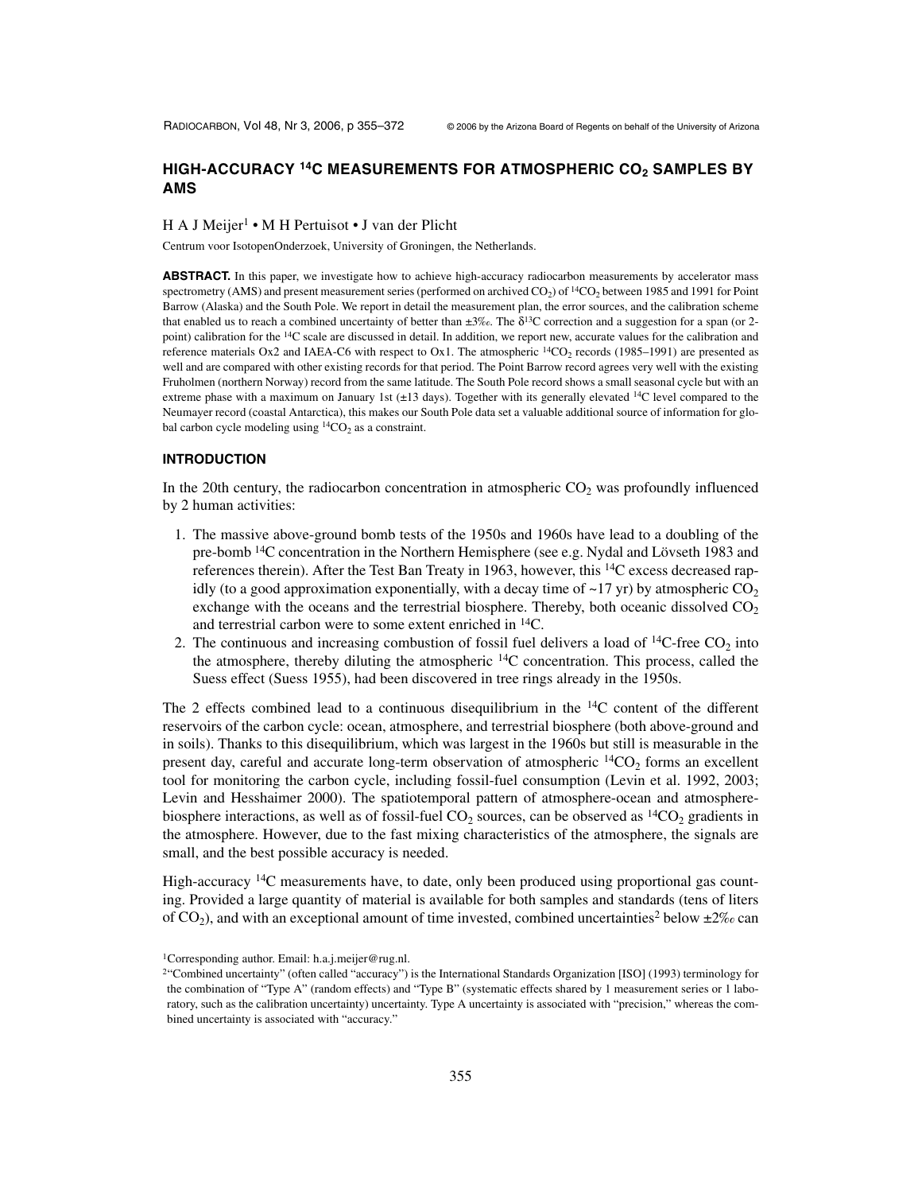# HIGH-ACCURACY $^{14}C$ MEASUREMENTS FOR ATMOSPHERIC $CO_2$ SAMPLES BY AMS

H A J Meijer[1] • M H Pertuisot • J van der Plicht

Centrum voor IsotopenOnderzoek, University of Groningen, the Netherlands.

**ABSTRACT.** In this paper, we investigate how to achieve high-accuracy radiocarbon measurements by accelerator mass spectrometry (AMS) and present measurement series (performed on archived $CO_2$) of $^{14}CO_2$ between 1985 and 1991 for Point Barrow (Alaska) and the South Pole. We report in detail the measurement plan, the error sources, and the calibration scheme that enabled us to reach a combined uncertainty of better than ±3‰. The $\delta^{13}C$ correction and a suggestion for a span (or 2-point) calibration for the $^{14}C$ scale are discussed in detail. In addition, we report new, accurate values for the calibration and reference materials Ox2 and IAEA-C6 with respect to Ox1. The atmospheric $^{14}CO_2$ records (1985–1991) are presented as well and are compared with other existing records for that period. The Point Barrow record agrees very well with the existing Fruholmen (northern Norway) record from the same latitude. The South Pole record shows a small seasonal cycle but with an extreme phase with a maximum on January 1st (±13 days). Together with its generally elevated $^{14}C$ level compared to the Neumayer record (coastal Antarctica), this makes our South Pole data set a valuable additional source of information for global carbon cycle modeling using $^{14}CO_2$ as a constraint.

## INTRODUCTION

In the 20th century, the radiocarbon concentration in atmospheric $CO_2$ was profoundly influenced by 2 human activities:

1. The massive above-ground bomb tests of the 1950s and 1960s have lead to a doubling of the pre-bomb $^{14}C$ concentration in the Northern Hemisphere (see e.g. Nydal and Lövseth 1983 and references therein). After the Test Ban Treaty in 1963, however, this $^{14}C$ excess decreased rapidly (to a good approximation exponentially, with a decay time of ~17 yr) by atmospheric $CO_2$ exchange with the oceans and the terrestrial biosphere. Thereby, both oceanic dissolved $CO_2$ and terrestrial carbon were to some extent enriched in $^{14}C$.
2. The continuous and increasing combustion of fossil fuel delivers a load of $^{14}C$-free $CO_2$ into the atmosphere, thereby diluting the atmospheric $^{14}C$ concentration. This process, called the Suess effect (Suess 1955), had been discovered in tree rings already in the 1950s.

The 2 effects combined lead to a continuous disequilibrium in the $^{14}C$ content of the different reservoirs of the carbon cycle: ocean, atmosphere, and terrestrial biosphere (both above-ground and in soils). Thanks to this disequilibrium, which was largest in the 1960s but still is measurable in the present day, careful and accurate long-term observation of atmospheric $^{14}CO_2$ forms an excellent tool for monitoring the carbon cycle, including fossil-fuel consumption (Levin et al. 1992, 2003; Levin and Hesshaimer 2000). The spatiotemporal pattern of atmosphere-ocean and atmosphere-biosphere interactions, as well as of fossil-fuel $CO_2$ sources, can be observed as $^{14}CO_2$ gradients in the atmosphere. However, due to the fast mixing characteristics of the atmosphere, the signals are small, and the best possible accuracy is needed.

High-accuracy $^{14}C$ measurements have, to date, only been produced using proportional gas counting. Provided a large quantity of material is available for both samples and standards (tens of liters of $CO_2$), and with an exceptional amount of time invested, combined uncertainties[2] below ±2‰ can

[1]Corresponding author. Email: h.a.j.meijer@rug.nl.

[2]"Combined uncertainty" (often called "accuracy") is the International Standards Organization [ISO] (1993) terminology for the combination of "Type A" (random effects) and "Type B" (systematic effects shared by 1 measurement series or 1 laboratory, such as the calibration uncertainty) uncertainty. Type A uncertainty is associated with "precision," whereas the combined uncertainty is associated with "accuracy."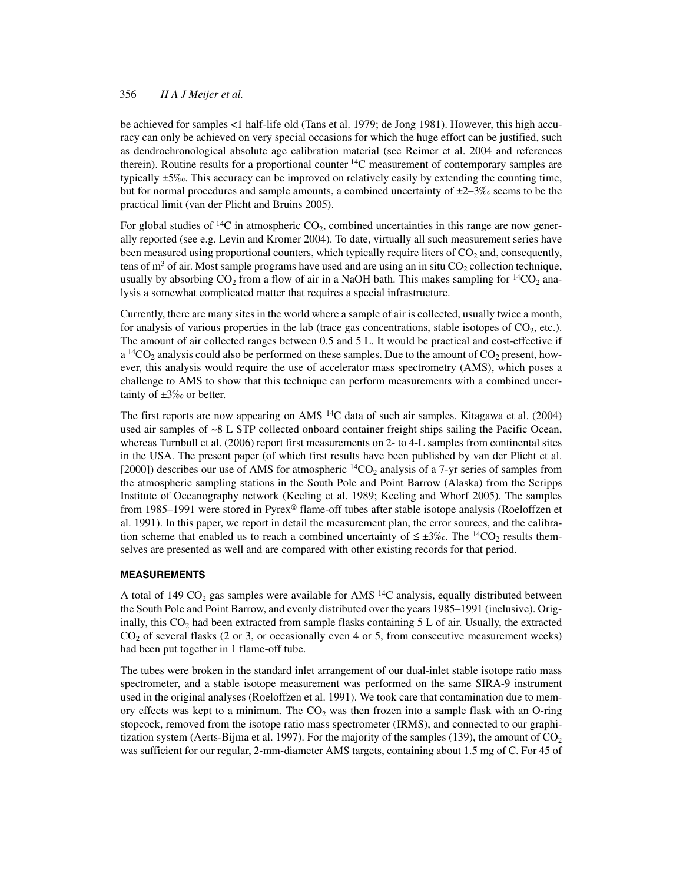be achieved for samples <1 half-life old (Tans et al. 1979; de Jong 1981). However, this high accuracy can only be achieved on very special occasions for which the huge effort can be justified, such as dendrochronological absolute age calibration material (see Reimer et al. 2004 and references therein). Routine results for a proportional counter $^{14}C$ measurement of contemporary samples are typically ±5‰. This accuracy can be improved on relatively easily by extending the counting time, but for normal procedures and sample amounts, a combined uncertainty of ±2–3‰ seems to be the practical limit (van der Plicht and Bruins 2005).

For global studies of $^{14}C$ in atmospheric $CO_2$, combined uncertainties in this range are now generally reported (see e.g. Levin and Kromer 2004). To date, virtually all such measurement series have been measured using proportional counters, which typically require liters of $CO_2$ and, consequently, tens of $m^3$ of air. Most sample programs have used and are using an in situ $CO_2$ collection technique, usually by absorbing $CO_2$ from a flow of air in a NaOH bath. This makes sampling for $^{14}CO_2$ analysis a somewhat complicated matter that requires a special infrastructure.

Currently, there are many sites in the world where a sample of air is collected, usually twice a month, for analysis of various properties in the lab (trace gas concentrations, stable isotopes of $CO_2$, etc.). The amount of air collected ranges between 0.5 and 5 L. It would be practical and cost-effective if a $^{14}CO_2$ analysis could also be performed on these samples. Due to the amount of $CO_2$ present, however, this analysis would require the use of accelerator mass spectrometry (AMS), which poses a challenge to AMS to show that this technique can perform measurements with a combined uncertainty of ±3‰ or better.

The first reports are now appearing on AMS $^{14}C$ data of such air samples. Kitagawa et al. (2004) used air samples of ~8 L STP collected onboard container freight ships sailing the Pacific Ocean, whereas Turnbull et al. (2006) report first measurements on 2- to 4-L samples from continental sites in the USA. The present paper (of which first results have been published by van der Plicht et al. [2000]) describes our use of AMS for atmospheric $^{14}CO_2$ analysis of a 7-yr series of samples from the atmospheric sampling stations in the South Pole and Point Barrow (Alaska) from the Scripps Institute of Oceanography network (Keeling et al. 1989; Keeling and Whorf 2005). The samples from 1985–1991 were stored in Pyrex® flame-off tubes after stable isotope analysis (Roeloffzen et al. 1991). In this paper, we report in detail the measurement plan, the error sources, and the calibration scheme that enabled us to reach a combined uncertainty of ≤ ±3‰. The $^{14}CO_2$ results themselves are presented as well and are compared with other existing records for that period.

## MEASUREMENTS

A total of 149 $CO_2$ gas samples were available for AMS $^{14}C$ analysis, equally distributed between the South Pole and Point Barrow, and evenly distributed over the years 1985–1991 (inclusive). Originally, this $CO_2$ had been extracted from sample flasks containing 5 L of air. Usually, the extracted $CO_2$ of several flasks (2 or 3, or occasionally even 4 or 5, from consecutive measurement weeks) had been put together in 1 flame-off tube.

The tubes were broken in the standard inlet arrangement of our dual-inlet stable isotope ratio mass spectrometer, and a stable isotope measurement was performed on the same SIRA-9 instrument used in the original analyses (Roeloffzen et al. 1991). We took care that contamination due to memory effects was kept to a minimum. The $CO_2$ was then frozen into a sample flask with an O-ring stopcock, removed from the isotope ratio mass spectrometer (IRMS), and connected to our graphitization system (Aerts-Bijma et al. 1997). For the majority of the samples (139), the amount of $CO_2$ was sufficient for our regular, 2-mm-diameter AMS targets, containing about 1.5 mg of C. For 45 of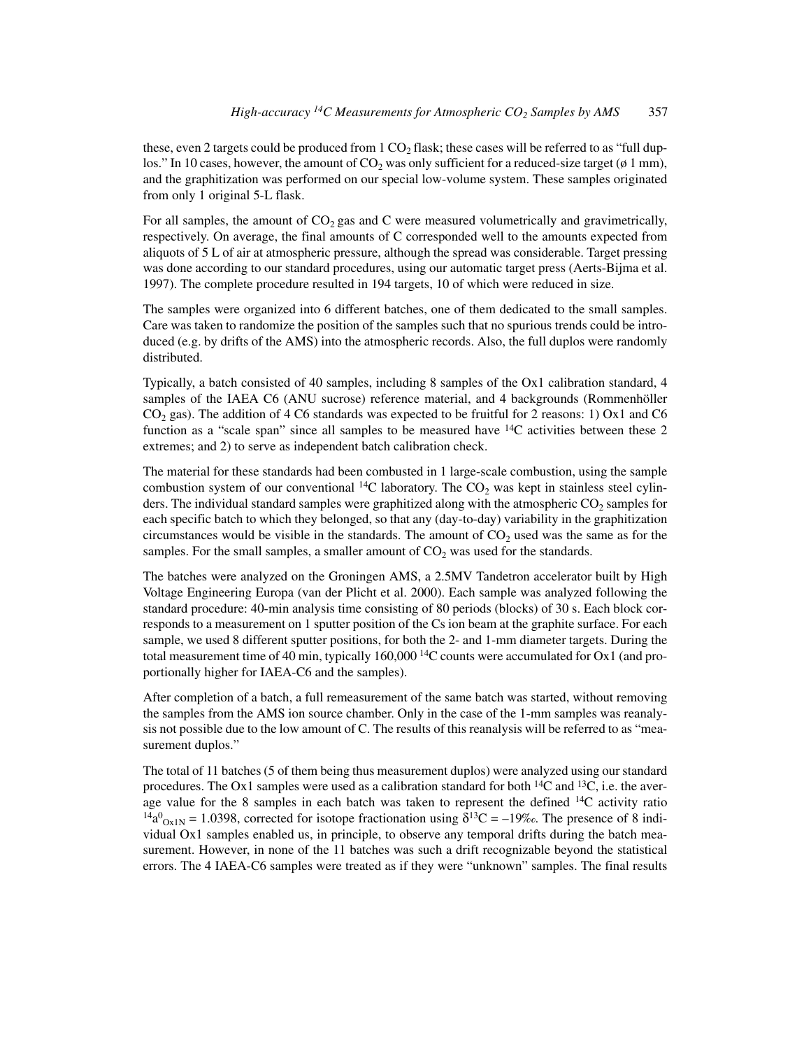these, even 2 targets could be produced from 1 $CO_2$ flask; these cases will be referred to as "full duplos." In 10 cases, however, the amount of $CO_2$ was only sufficient for a reduced-size target (ø 1 mm), and the graphitization was performed on our special low-volume system. These samples originated from only 1 original 5-L flask.

For all samples, the amount of $CO_2$ gas and C were measured volumetrically and gravimetrically, respectively. On average, the final amounts of C corresponded well to the amounts expected from aliquots of 5 L of air at atmospheric pressure, although the spread was considerable. Target pressing was done according to our standard procedures, using our automatic target press (Aerts-Bijma et al. 1997). The complete procedure resulted in 194 targets, 10 of which were reduced in size.

The samples were organized into 6 different batches, one of them dedicated to the small samples. Care was taken to randomize the position of the samples such that no spurious trends could be introduced (e.g. by drifts of the AMS) into the atmospheric records. Also, the full duplos were randomly distributed.

Typically, a batch consisted of 40 samples, including 8 samples of the Ox1 calibration standard, 4 samples of the IAEA C6 (ANU sucrose) reference material, and 4 backgrounds (Rommenhöller $CO_2$ gas). The addition of 4 C6 standards was expected to be fruitful for 2 reasons: 1) Ox1 and C6 function as a "scale span" since all samples to be measured have $^{14}C$ activities between these 2 extremes; and 2) to serve as independent batch calibration check.

The material for these standards had been combusted in 1 large-scale combustion, using the sample combustion system of our conventional $^{14}C$ laboratory. The $CO_2$ was kept in stainless steel cylinders. The individual standard samples were graphitized along with the atmospheric $CO_2$ samples for each specific batch to which they belonged, so that any (day-to-day) variability in the graphitization circumstances would be visible in the standards. The amount of $CO_2$ used was the same as for the samples. For the small samples, a smaller amount of $CO_2$ was used for the standards.

The batches were analyzed on the Groningen AMS, a 2.5MV Tandetron accelerator built by High Voltage Engineering Europa (van der Plicht et al. 2000). Each sample was analyzed following the standard procedure: 40-min analysis time consisting of 80 periods (blocks) of 30 s. Each block corresponds to a measurement on 1 sputter position of the Cs ion beam at the graphite surface. For each sample, we used 8 different sputter positions, for both the 2- and 1-mm diameter targets. During the total measurement time of 40 min, typically 160,000 $^{14}C$ counts were accumulated for Ox1 (and proportionally higher for IAEA-C6 and the samples).

After completion of a batch, a full remeasurement of the same batch was started, without removing the samples from the AMS ion source chamber. Only in the case of the 1-mm samples was reanalysis not possible due to the low amount of C. The results of this reanalysis will be referred to as "measurement duplos."

The total of 11 batches (5 of them being thus measurement duplos) were analyzed using our standard procedures. The Ox1 samples were used as a calibration standard for both $^{14}C$ and $^{13}C$, i.e. the average value for the 8 samples in each batch was taken to represent the defined $^{14}C$ activity ratio $^{14}a^{0}_{Ox1N} = 1.0398$, corrected for isotope fractionation using $\delta^{13}C = -19‰$. The presence of 8 individual Ox1 samples enabled us, in principle, to observe any temporal drifts during the batch measurement. However, in none of the 11 batches was such a drift recognizable beyond the statistical errors. The 4 IAEA-C6 samples were treated as if they were "unknown" samples. The final results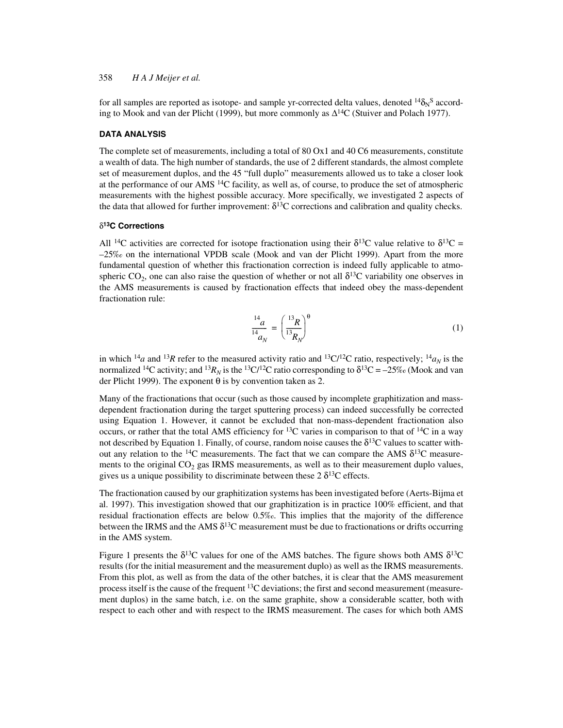for all samples are reported as isotope- and sample yr-corrected delta values, denoted $^{14}\delta_N{}^S$ according to Mook and van der Plicht (1999), but more commonly as $\Delta^{14}C$ (Stuiver and Polach 1977).

## DATA ANALYSIS

The complete set of measurements, including a total of 80 Ox1 and 40 C6 measurements, constitute a wealth of data. The high number of standards, the use of 2 different standards, the almost complete set of measurement duplos, and the 45 "full duplo" measurements allowed us to take a closer look at the performance of our AMS $^{14}C$ facility, as well as, of course, to produce the set of atmospheric measurements with the highest possible accuracy. More specifically, we investigated 2 aspects of the data that allowed for further improvement: $\delta^{13}C$ corrections and calibration and quality checks.

### $\delta^{13}C$ Corrections

All $^{14}C$ activities are corrected for isotope fractionation using their $\delta^{13}C$ value relative to $\delta^{13}C$ = –25‰ on the international VPDB scale (Mook and van der Plicht 1999). Apart from the more fundamental question of whether this fractionation correction is indeed fully applicable to atmospheric $CO_2$, one can also raise the question of whether or not all $\delta^{13}C$ variability one observes in the AMS measurements is caused by fractionation effects that indeed obey the mass-dependent fractionation rule:

$$\frac{^{14}a}{^{14}a_N} = \left(\frac{^{13}R}{^{13}R_N}\right)^{\theta} \tag{1}$$

in which $^{14}a$ and $^{13}R$ refer to the measured activity ratio and $^{13}C/^{12}C$ ratio, respectively; $^{14}a_N$ is the normalized $^{14}C$ activity; and $^{13}R_N$ is the $^{13}C/^{12}C$ ratio corresponding to $\delta^{13}C$ = –25‰ (Mook and van der Plicht 1999). The exponent $\theta$ is by convention taken as 2.

Many of the fractionations that occur (such as those caused by incomplete graphitization and mass-dependent fractionation during the target sputtering process) can indeed successfully be corrected using Equation 1. However, it cannot be excluded that non-mass-dependent fractionation also occurs, or rather that the total AMS efficiency for $^{13}C$ varies in comparison to that of $^{14}C$ in a way not described by Equation 1. Finally, of course, random noise causes the $\delta^{13}C$ values to scatter without any relation to the $^{14}C$ measurements. The fact that we can compare the AMS $\delta^{13}C$ measurements to the original $CO_2$ gas IRMS measurements, as well as to their measurement duplo values, gives us a unique possibility to discriminate between these 2 $\delta^{13}C$ effects.

The fractionation caused by our graphitization systems has been investigated before (Aerts-Bijma et al. 1997). This investigation showed that our graphitization is in practice 100% efficient, and that residual fractionation effects are below 0.5‰. This implies that the majority of the difference between the IRMS and the AMS $\delta^{13}C$ measurement must be due to fractionations or drifts occurring in the AMS system.

Figure 1 presents the $\delta^{13}C$ values for one of the AMS batches. The figure shows both AMS $\delta^{13}C$ results (for the initial measurement and the measurement duplo) as well as the IRMS measurements. From this plot, as well as from the data of the other batches, it is clear that the AMS measurement process itself is the cause of the frequent $^{13}C$ deviations; the first and second measurement (measurement duplos) in the same batch, i.e. on the same graphite, show a considerable scatter, both with respect to each other and with respect to the IRMS measurement. The cases for which both AMS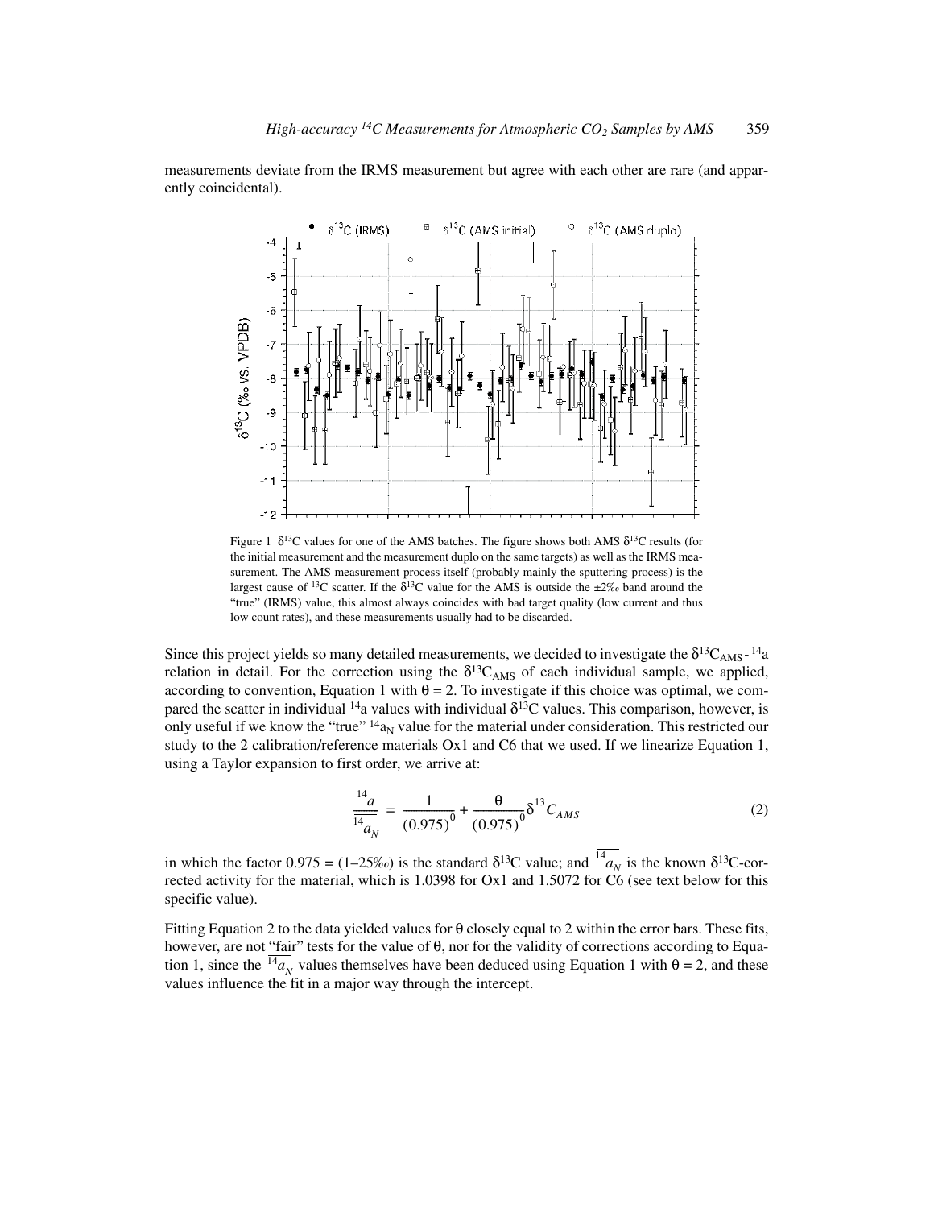measurements deviate from the IRMS measurement but agree with each other are rare (and apparently coincidental).

Figure 1 $\delta^{13}C$ values for one of the AMS batches. The figure shows both AMS $\delta^{13}C$ results (for the initial measurement and the measurement duplo on the same targets) as well as the IRMS measurement. The AMS measurement process itself (probably mainly the sputtering process) is the largest cause of $^{13}C$ scatter. If the $\delta^{13}C$ value for the AMS is outside the ±2‰ band around the "true" (IRMS) value, this almost always coincides with bad target quality (low current and thus low count rates), and these measurements usually had to be discarded.

Since this project yields so many detailed measurements, we decided to investigate the $\delta^{13}C_{AMS}$ - $^{14}a$ relation in detail. For the correction using the $\delta^{13}C_{AMS}$ of each individual sample, we applied, according to convention, Equation 1 with $\theta = 2$. To investigate if this choice was optimal, we compared the scatter in individual $^{14}a$ values with individual $\delta^{13}C$ values. This comparison, however, is only useful if we know the "true" $^{14}a_N$ value for the material under consideration. This restricted our study to the 2 calibration/reference materials Ox1 and C6 that we used. If we linearize Equation 1, using a Taylor expansion to first order, we arrive at:

$$\frac{^{14}a}{\overline{^{14}a_N}} = \frac{1}{(0.975)^{\theta}} + \frac{\theta}{(0.975)^{\theta}}\delta^{13}C_{AMS} \tag{2}$$

in which the factor 0.975 = (1–25‰) is the standard $\delta^{13}C$ value; and $\overline{^{14}a_N}$ is the known $\delta^{13}C$-corrected activity for the material, which is 1.0398 for Ox1 and 1.5072 for C6 (see text below for this specific value).

Fitting Equation 2 to the data yielded values for $\theta$ closely equal to 2 within the error bars. These fits, however, are not "fair" tests for the value of $\theta$, nor for the validity of corrections according to Equation 1, since the $\overline{^{14}a_N}$ values themselves have been deduced using Equation 1 with $\theta = 2$, and these values influence the fit in a major way through the intercept.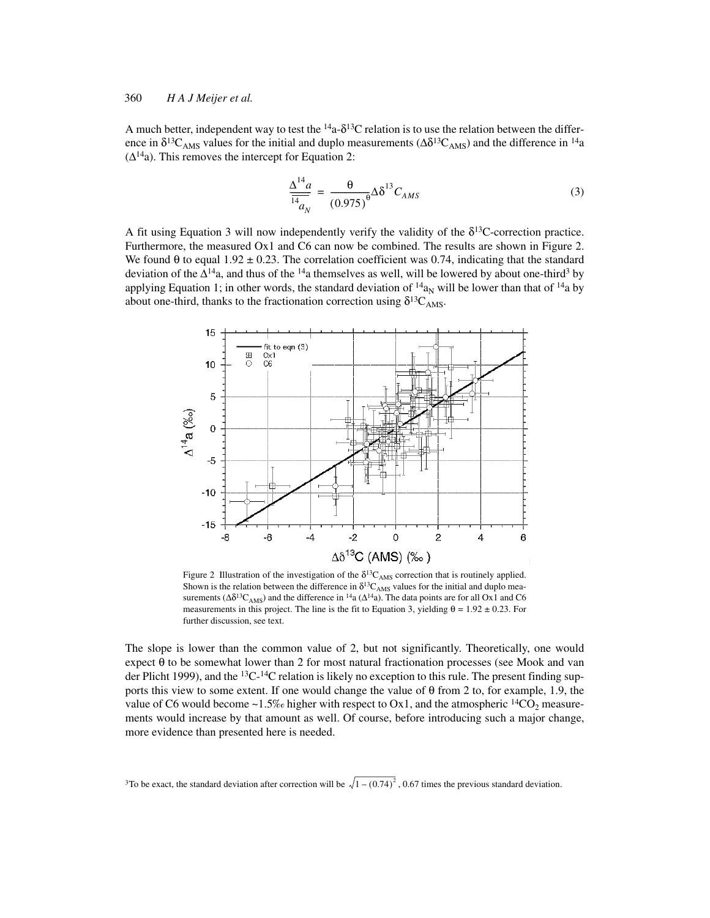A much better, independent way to test the $^{14}a$-$\delta^{13}C$ relation is to use the relation between the difference in $\delta^{13}C_{AMS}$ values for the initial and duplo measurements ($\Delta\delta^{13}C_{AMS}$) and the difference in $^{14}a$ ($\Delta^{14}a$). This removes the intercept for Equation 2:

$$\frac{\Delta^{14}a}{\overline{^{14}a_N}} = \frac{\theta}{(0.975)^{\theta}}\Delta\delta^{13}C_{AMS} \tag{3}$$

A fit using Equation 3 will now independently verify the validity of the $\delta^{13}C$-correction practice. Furthermore, the measured Ox1 and C6 can now be combined. The results are shown in Figure 2. We found $\theta$ to equal $1.92 \pm 0.23$. The correlation coefficient was 0.74, indicating that the standard deviation of the $\Delta^{14}a$, and thus of the $^{14}a$ themselves as well, will be lowered by about one-third[3] by applying Equation 1; in other words, the standard deviation of $^{14}a_N$ will be lower than that of $^{14}a$ by about one-third, thanks to the fractionation correction using $\delta^{13}C_{AMS}$.

Figure 2 Illustration of the investigation of the $\delta^{13}C_{AMS}$ correction that is routinely applied. Shown is the relation between the difference in $\delta^{13}C_{AMS}$ values for the initial and duplo measurements ($\Delta\delta^{13}C_{AMS}$) and the difference in $^{14}a$ ($\Delta^{14}a$). The data points are for all Ox1 and C6 measurements in this project. The line is the fit to Equation 3, yielding $\theta = 1.92 \pm 0.23$. For further discussion, see text.

The slope is lower than the common value of 2, but not significantly. Theoretically, one would expect $\theta$ to be somewhat lower than 2 for most natural fractionation processes (see Mook and van der Plicht 1999), and the $^{13}C$-$^{14}C$ relation is likely no exception to this rule. The present finding supports this view to some extent. If one would change the value of $\theta$ from 2 to, for example, 1.9, the value of C6 would become ~1.5‰ higher with respect to Ox1, and the atmospheric $^{14}CO_2$ measurements would increase by that amount as well. Of course, before introducing such a major change, more evidence than presented here is needed.

[3] To be exact, the standard deviation after correction will be $\sqrt{1-(0.74)^2}$, 0.67 times the previous standard deviation.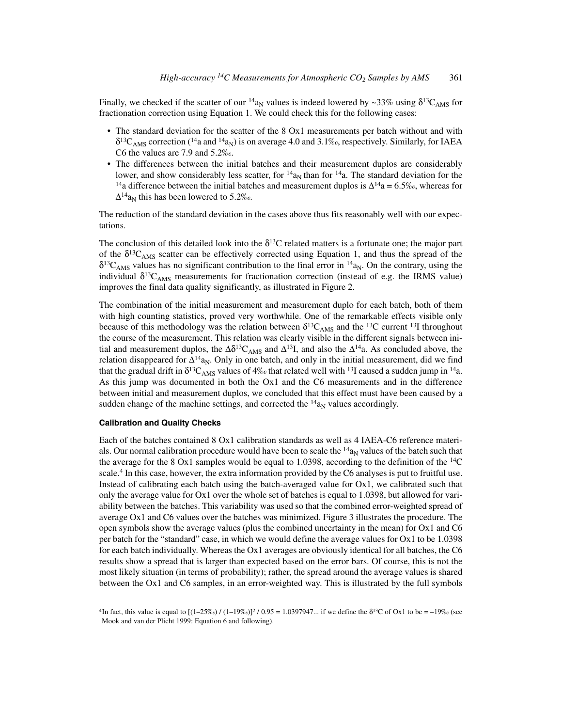Finally, we checked if the scatter of our $^{14}a_N$ values is indeed lowered by ~33% using $\delta^{13}C_{AMS}$ for fractionation correction using Equation 1. We could check this for the following cases:

- The standard deviation for the scatter of the 8 Ox1 measurements per batch without and with $\delta^{13}C_{AMS}$ correction ($^{14}a$ and $^{14}a_N$) is on average 4.0 and 3.1‰, respectively. Similarly, for IAEA C6 the values are 7.9 and 5.2‰.
- The differences between the initial batches and their measurement duplos are considerably lower, and show considerably less scatter, for $^{14}a_N$ than for $^{14}a$. The standard deviation for the $^{14}a$ difference between the initial batches and measurement duplos is $\Delta^{14}a = 6.5$‰, whereas for $\Delta^{14}a_N$ this has been lowered to 5.2‰.

The reduction of the standard deviation in the cases above thus fits reasonably well with our expectations.

The conclusion of this detailed look into the $\delta^{13}C$ related matters is a fortunate one; the major part of the $\delta^{13}C_{AMS}$ scatter can be effectively corrected using Equation 1, and thus the spread of the $\delta^{13}C_{AMS}$ values has no significant contribution to the final error in $^{14}a_N$. On the contrary, using the individual $\delta^{13}C_{AMS}$ measurements for fractionation correction (instead of e.g. the IRMS value) improves the final data quality significantly, as illustrated in Figure 2.

The combination of the initial measurement and measurement duplo for each batch, both of them with high counting statistics, proved very worthwhile. One of the remarkable effects visible only because of this methodology was the relation between $\delta^{13}C_{AMS}$ and the $^{13}C$ current $^{13}I$ throughout the course of the measurement. This relation was clearly visible in the different signals between initial and measurement duplos, the $\Delta\delta^{13}C_{AMS}$ and $\Delta^{13}I$, and also the $\Delta^{14}a$. As concluded above, the relation disappeared for $\Delta^{14}a_N$. Only in one batch, and only in the initial measurement, did we find that the gradual drift in $\delta^{13}C_{AMS}$ values of 4‰ that related well with $^{13}I$ caused a sudden jump in $^{14}a$. As this jump was documented in both the Ox1 and the C6 measurements and in the difference between initial and measurement duplos, we concluded that this effect must have been caused by a sudden change of the machine settings, and corrected the $^{14}a_N$ values accordingly.

### Calibration and Quality Checks

Each of the batches contained 8 Ox1 calibration standards as well as 4 IAEA-C6 reference materials. Our normal calibration procedure would have been to scale the $^{14}a_N$ values of the batch such that the average for the 8 Ox1 samples would be equal to 1.0398, according to the definition of the $^{14}C$ scale.[4] In this case, however, the extra information provided by the C6 analyses is put to fruitful use. Instead of calibrating each batch using the batch-averaged value for Ox1, we calibrated such that only the average value for Ox1 over the whole set of batches is equal to 1.0398, but allowed for variability between the batches. This variability was used so that the combined error-weighted spread of average Ox1 and C6 values over the batches was minimized. Figure 3 illustrates the procedure. The open symbols show the average values (plus the combined uncertainty in the mean) for Ox1 and C6 per batch for the "standard" case, in which we would define the average values for Ox1 to be 1.0398 for each batch individually. Whereas the Ox1 averages are obviously identical for all batches, the C6 results show a spread that is larger than expected based on the error bars. Of course, this is not the most likely situation (in terms of probability); rather, the spread around the average values is shared between the Ox1 and C6 samples, in an error-weighted way. This is illustrated by the full symbols

[4]In fact, this value is equal to $[(1\text{–}25‰) / (1\text{–}19‰)]^2 / 0.95 = 1.0397947...$ if we define the $\delta^{13}C$ of Ox1 to be = –19‰ (see Mook and van der Plicht 1999: Equation 6 and following).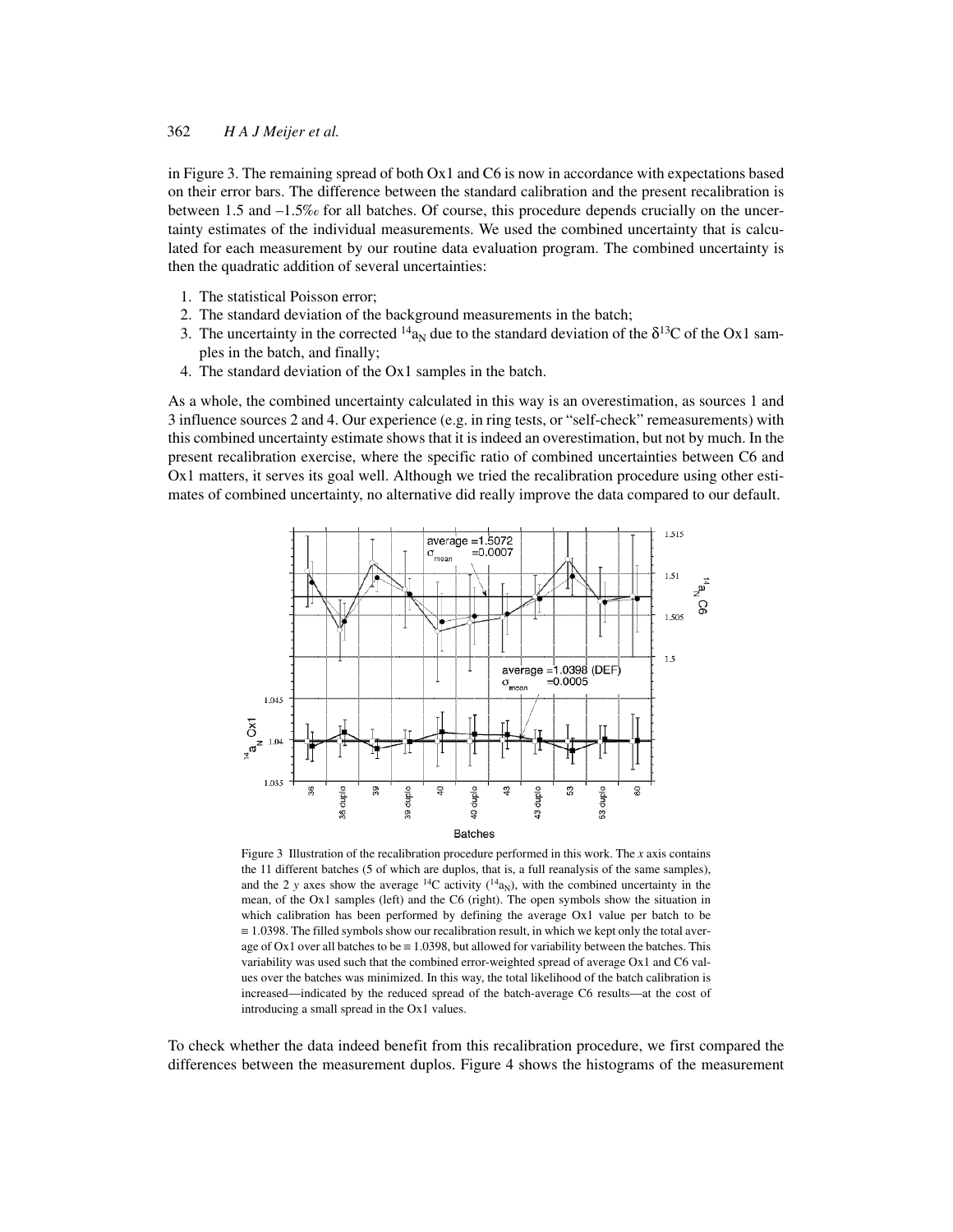in Figure 3. The remaining spread of both Ox1 and C6 is now in accordance with expectations based on their error bars. The difference between the standard calibration and the present recalibration is between 1.5 and –1.5‰ for all batches. Of course, this procedure depends crucially on the uncertainty estimates of the individual measurements. We used the combined uncertainty that is calculated for each measurement by our routine data evaluation program. The combined uncertainty is then the quadratic addition of several uncertainties:

1. The statistical Poisson error;
2. The standard deviation of the background measurements in the batch;
3. The uncertainty in the corrected $^{14}a_N$ due to the standard deviation of the $\delta^{13}C$ of the Ox1 samples in the batch, and finally;
4. The standard deviation of the Ox1 samples in the batch.

As a whole, the combined uncertainty calculated in this way is an overestimation, as sources 1 and 3 influence sources 2 and 4. Our experience (e.g. in ring tests, or "self-check" remeasurements) with this combined uncertainty estimate shows that it is indeed an overestimation, but not by much. In the present recalibration exercise, where the specific ratio of combined uncertainties between C6 and Ox1 matters, it serves its goal well. Although we tried the recalibration procedure using other estimates of combined uncertainty, no alternative did really improve the data compared to our default.

Figure 3 Illustration of the recalibration procedure performed in this work. The *x* axis contains the 11 different batches (5 of which are duplos, that is, a full reanalysis of the same samples), and the 2 *y* axes show the average $^{14}C$ activity ($^{14}a_N$), with the combined uncertainty in the mean, of the Ox1 samples (left) and the C6 (right). The open symbols show the situation in which calibration has been performed by defining the average Ox1 value per batch to be ≡ 1.0398. The filled symbols show our recalibration result, in which we kept only the total average of Ox1 over all batches to be ≡ 1.0398, but allowed for variability between the batches. This variability was used such that the combined error-weighted spread of average Ox1 and C6 values over the batches was minimized. In this way, the total likelihood of the batch calibration is increased—indicated by the reduced spread of the batch-average C6 results—at the cost of introducing a small spread in the Ox1 values.

To check whether the data indeed benefit from this recalibration procedure, we first compared the differences between the measurement duplos. Figure 4 shows the histograms of the measurement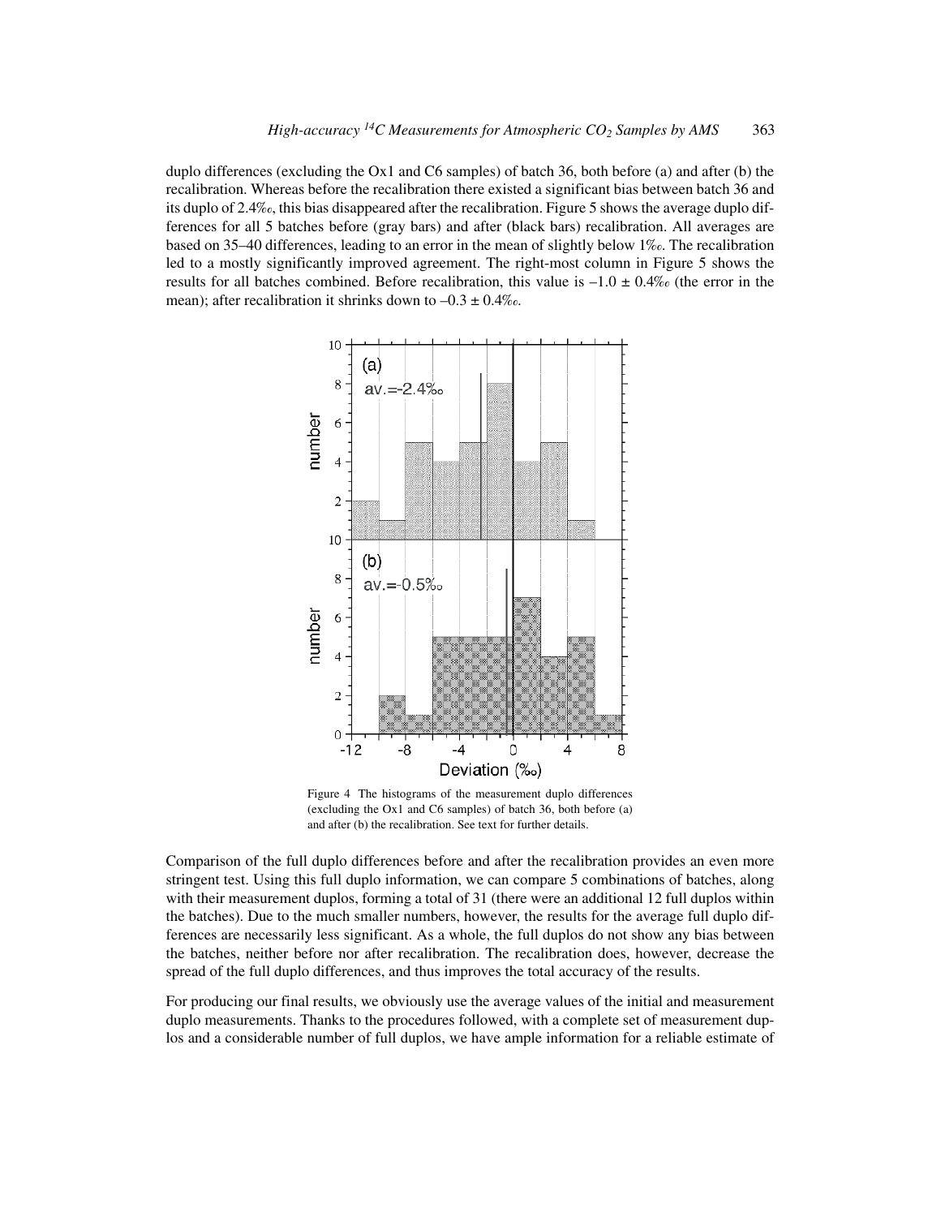duplo differences (excluding the Ox1 and C6 samples) of batch 36, both before (a) and after (b) the recalibration. Whereas before the recalibration there existed a significant bias between batch 36 and its duplo of 2.4‰, this bias disappeared after the recalibration. Figure 5 shows the average duplo differences for all 5 batches before (gray bars) and after (black bars) recalibration. All averages are based on 35–40 differences, leading to an error in the mean of slightly below 1‰. The recalibration led to a mostly significantly improved agreement. The right-most column in Figure 5 shows the results for all batches combined. Before recalibration, this value is –1.0 ± 0.4‰ (the error in the mean); after recalibration it shrinks down to –0.3 ± 0.4‰.

Figure 4 The histograms of the measurement duplo differences (excluding the Ox1 and C6 samples) of batch 36, both before (a) and after (b) the recalibration. See text for further details.

Comparison of the full duplo differences before and after the recalibration provides an even more stringent test. Using this full duplo information, we can compare 5 combinations of batches, along with their measurement duplos, forming a total of 31 (there were an additional 12 full duplos within the batches). Due to the much smaller numbers, however, the results for the average full duplo differences are necessarily less significant. As a whole, the full duplos do not show any bias between the batches, neither before nor after recalibration. The recalibration does, however, decrease the spread of the full duplo differences, and thus improves the total accuracy of the results.

For producing our final results, we obviously use the average values of the initial and measurement duplo measurements. Thanks to the procedures followed, with a complete set of measurement duplos and a considerable number of full duplos, we have ample information for a reliable estimate of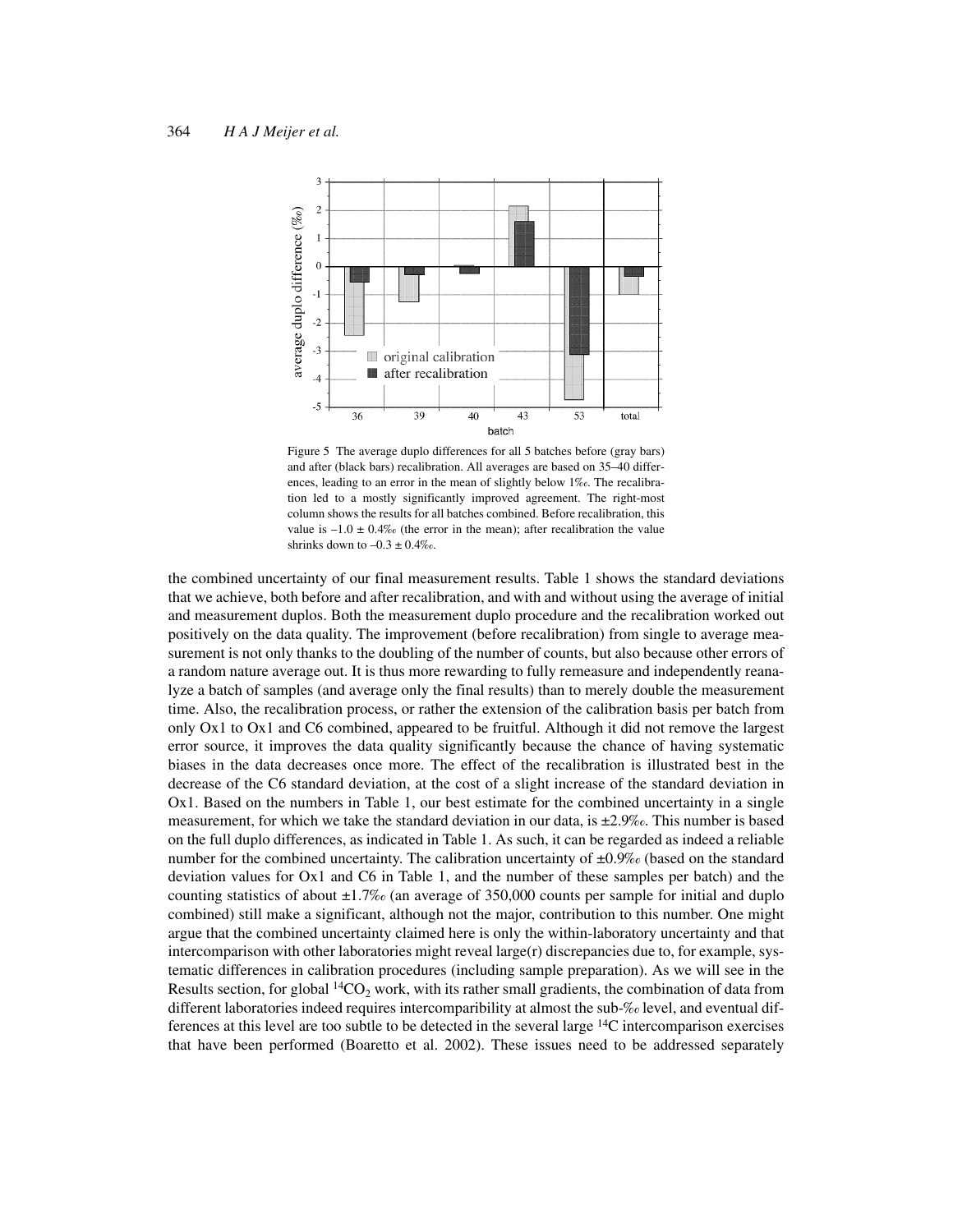Figure 5 The average duplo differences for all 5 batches before (gray bars) and after (black bars) recalibration. All averages are based on 35–40 differences, leading to an error in the mean of slightly below 1‰. The recalibration led to a mostly significantly improved agreement. The right-most column shows the results for all batches combined. Before recalibration, this value is –1.0 ± 0.4‰ (the error in the mean); after recalibration the value shrinks down to –0.3 ± 0.4‰.

the combined uncertainty of our final measurement results. Table 1 shows the standard deviations that we achieve, both before and after recalibration, and with and without using the average of initial and measurement duplos. Both the measurement duplo procedure and the recalibration worked out positively on the data quality. The improvement (before recalibration) from single to average measurement is not only thanks to the doubling of the number of counts, but also because other errors of a random nature average out. It is thus more rewarding to fully remeasure and independently reanalyze a batch of samples (and average only the final results) than to merely double the measurement time. Also, the recalibration process, or rather the extension of the calibration basis per batch from only Ox1 to Ox1 and C6 combined, appeared to be fruitful. Although it did not remove the largest error source, it improves the data quality significantly because the chance of having systematic biases in the data decreases once more. The effect of the recalibration is illustrated best in the decrease of the C6 standard deviation, at the cost of a slight increase of the standard deviation in Ox1. Based on the numbers in Table 1, our best estimate for the combined uncertainty in a single measurement, for which we take the standard deviation in our data, is ±2.9‰. This number is based on the full duplo differences, as indicated in Table 1. As such, it can be regarded as indeed a reliable number for the combined uncertainty. The calibration uncertainty of ±0.9‰ (based on the standard deviation values for Ox1 and C6 in Table 1, and the number of these samples per batch) and the counting statistics of about ±1.7‰ (an average of 350,000 counts per sample for initial and duplo combined) still make a significant, although not the major, contribution to this number. One might argue that the combined uncertainty claimed here is only the within-laboratory uncertainty and that intercomparison with other laboratories might reveal large(r) discrepancies due to, for example, systematic differences in calibration procedures (including sample preparation). As we will see in the Results section, for global $^{14}CO_2$ work, with its rather small gradients, the combination of data from different laboratories indeed requires intercomparibility at almost the sub-‰ level, and eventual differences at this level are too subtle to be detected in the several large $^{14}C$ intercomparison exercises that have been performed (Boaretto et al. 2002). These issues need to be addressed separately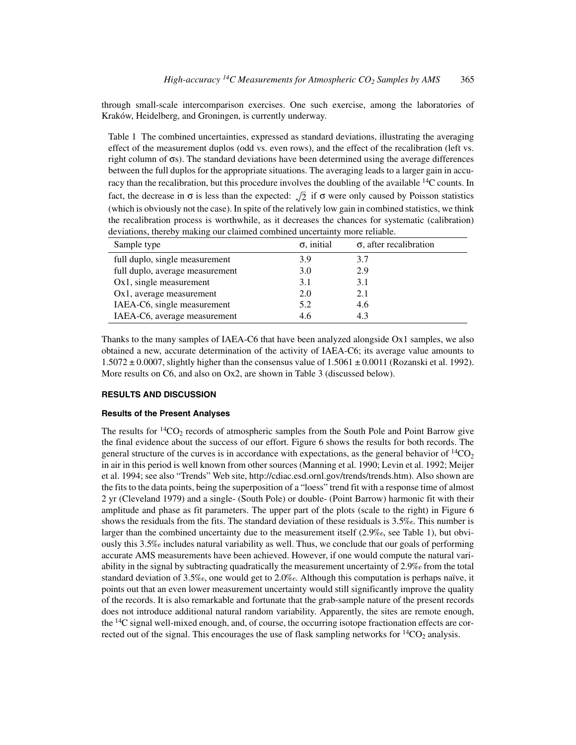through small-scale intercomparison exercises. One such exercise, among the laboratories of Kraków, Heidelberg, and Groningen, is currently underway.

Table 1 The combined uncertainties, expressed as standard deviations, illustrating the averaging effect of the measurement duplos (odd vs. even rows), and the effect of the recalibration (left vs. right column of σs). The standard deviations have been determined using the average differences between the full duplos for the appropriate situations. The averaging leads to a larger gain in accuracy than the recalibration, but this procedure involves the doubling of the available $^{14}C$ counts. In fact, the decrease in σ is less than the expected: $\sqrt{2}$ if σ were only caused by Poisson statistics (which is obviously not the case). In spite of the relatively low gain in combined statistics, we think the recalibration process is worthwhile, as it decreases the chances for systematic (calibration) deviations, thereby making our claimed combined uncertainty more reliable.

| Sample type | σ, initial | σ, after recalibration |
|---|---|---|
| full duplo, single measurement | 3.9 | 3.7 |
| full duplo, average measurement | 3.0 | 2.9 |
| Ox1, single measurement | 3.1 | 3.1 |
| Ox1, average measurement | 2.0 | 2.1 |
| IAEA-C6, single measurement | 5.2 | 4.6 |
| IAEA-C6, average measurement | 4.6 | 4.3 |

Thanks to the many samples of IAEA-C6 that have been analyzed alongside Ox1 samples, we also obtained a new, accurate determination of the activity of IAEA-C6; its average value amounts to $1.5072 \pm 0.0007$, slightly higher than the consensus value of $1.5061 \pm 0.0011$ (Rozanski et al. 1992). More results on C6, and also on Ox2, are shown in Table 3 (discussed below).

## RESULTS AND DISCUSSION

### Results of the Present Analyses

The results for $^{14}CO_2$ records of atmospheric samples from the South Pole and Point Barrow give the final evidence about the success of our effort. Figure 6 shows the results for both records. The general structure of the curves is in accordance with expectations, as the general behavior of $^{14}CO_2$ in air in this period is well known from other sources (Manning et al. 1990; Levin et al. 1992; Meijer et al. 1994; see also "Trends" Web site, http://cdiac.esd.ornl.gov/trends/trends.htm). Also shown are the fits to the data points, being the superposition of a "loess" trend fit with a response time of almost 2 yr (Cleveland 1979) and a single- (South Pole) or double- (Point Barrow) harmonic fit with their amplitude and phase as fit parameters. The upper part of the plots (scale to the right) in Figure 6 shows the residuals from the fits. The standard deviation of these residuals is 3.5‰. This number is larger than the combined uncertainty due to the measurement itself (2.9‰, see Table 1), but obviously this 3.5‰ includes natural variability as well. Thus, we conclude that our goals of performing accurate AMS measurements have been achieved. However, if one would compute the natural variability in the signal by subtracting quadratically the measurement uncertainty of 2.9‰ from the total standard deviation of 3.5‰, one would get to 2.0‰. Although this computation is perhaps naïve, it points out that an even lower measurement uncertainty would still significantly improve the quality of the records. It is also remarkable and fortunate that the grab-sample nature of the present records does not introduce additional natural random variability. Apparently, the sites are remote enough, the $^{14}C$ signal well-mixed enough, and, of course, the occurring isotope fractionation effects are corrected out of the signal. This encourages the use of flask sampling networks for $^{14}CO_2$ analysis.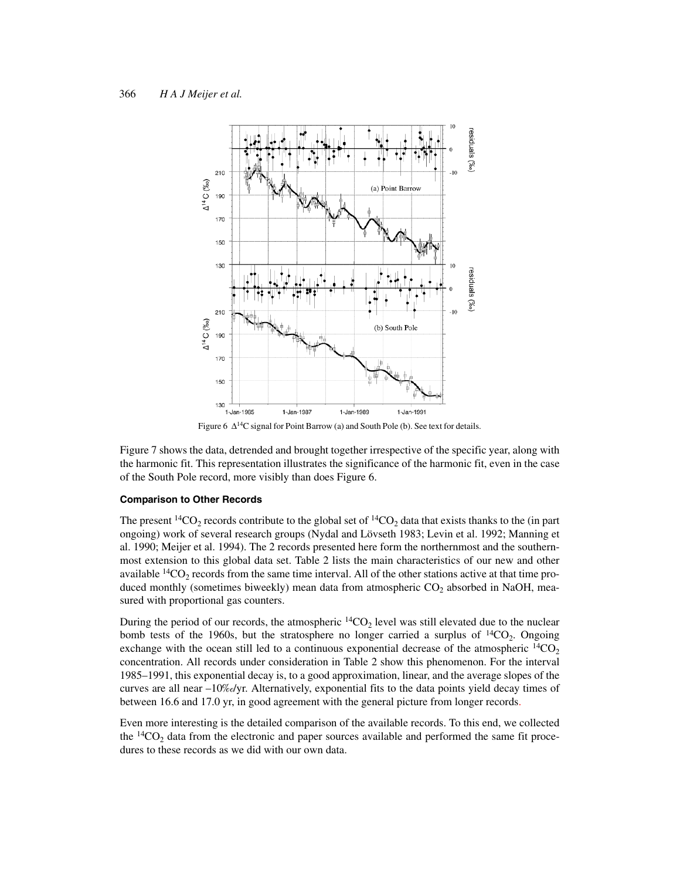Figure 6 $\Delta^{14}C$ signal for Point Barrow (a) and South Pole (b). See text for details.

Figure 7 shows the data, detrended and brought together irrespective of the specific year, along with the harmonic fit. This representation illustrates the significance of the harmonic fit, even in the case of the South Pole record, more visibly than does Figure 6.

### Comparison to Other Records

The present $^{14}CO_2$ records contribute to the global set of $^{14}CO_2$ data that exists thanks to the (in part ongoing) work of several research groups (Nydal and Lövseth 1983; Levin et al. 1992; Manning et al. 1990; Meijer et al. 1994). The 2 records presented here form the northernmost and the southernmost extension to this global data set. Table 2 lists the main characteristics of our new and other available $^{14}CO_2$ records from the same time interval. All of the other stations active at that time produced monthly (sometimes biweekly) mean data from atmospheric $CO_2$ absorbed in NaOH, measured with proportional gas counters.

During the period of our records, the atmospheric $^{14}CO_2$ level was still elevated due to the nuclear bomb tests of the 1960s, but the stratosphere no longer carried a surplus of $^{14}CO_2$. Ongoing exchange with the ocean still led to a continuous exponential decrease of the atmospheric $^{14}CO_2$ concentration. All records under consideration in Table 2 show this phenomenon. For the interval 1985–1991, this exponential decay is, to a good approximation, linear, and the average slopes of the curves are all near –10‰/yr. Alternatively, exponential fits to the data points yield decay times of between 16.6 and 17.0 yr, in good agreement with the general picture from longer records.

Even more interesting is the detailed comparison of the available records. To this end, we collected the $^{14}CO_2$ data from the electronic and paper sources available and performed the same fit procedures to these records as we did with our own data.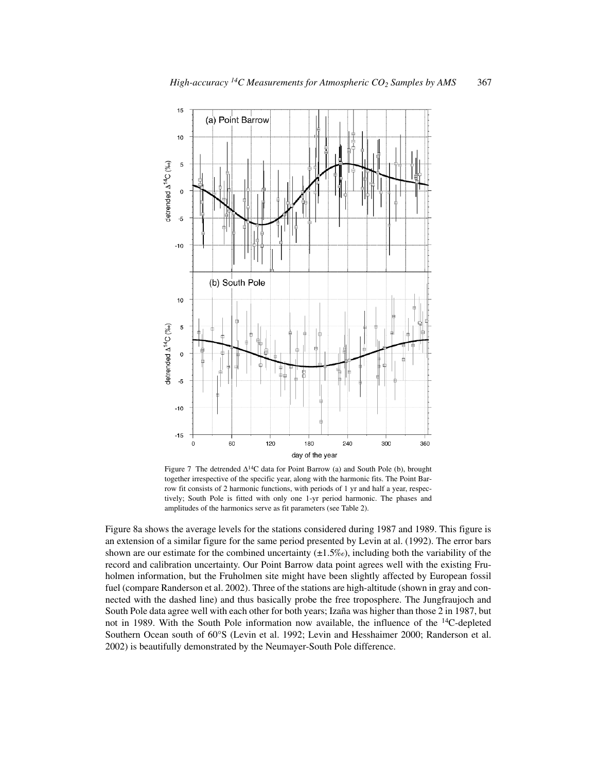Figure 7 The detrended $\Delta^{14}C$ data for Point Barrow (a) and South Pole (b), brought together irrespective of the specific year, along with the harmonic fits. The Point Barrow fit consists of 2 harmonic functions, with periods of 1 yr and half a year, respectively; South Pole is fitted with only one 1-yr period harmonic. The phases and amplitudes of the harmonics serve as fit parameters (see Table 2).

Figure 8a shows the average levels for the stations considered during 1987 and 1989. This figure is an extension of a similar figure for the same period presented by Levin at al. (1992). The error bars shown are our estimate for the combined uncertainty (±1.5‰), including both the variability of the record and calibration uncertainty. Our Point Barrow data point agrees well with the existing Fruholmen information, but the Fruholmen site might have been slightly affected by European fossil fuel (compare Randerson et al. 2002). Three of the stations are high-altitude (shown in gray and connected with the dashed line) and thus basically probe the free troposphere. The Jungfraujoch and South Pole data agree well with each other for both years; Izaña was higher than those 2 in 1987, but not in 1989. With the South Pole information now available, the influence of the $^{14}C$-depleted Southern Ocean south of 60°S (Levin et al. 1992; Levin and Hesshaimer 2000; Randerson et al. 2002) is beautifully demonstrated by the Neumayer-South Pole difference.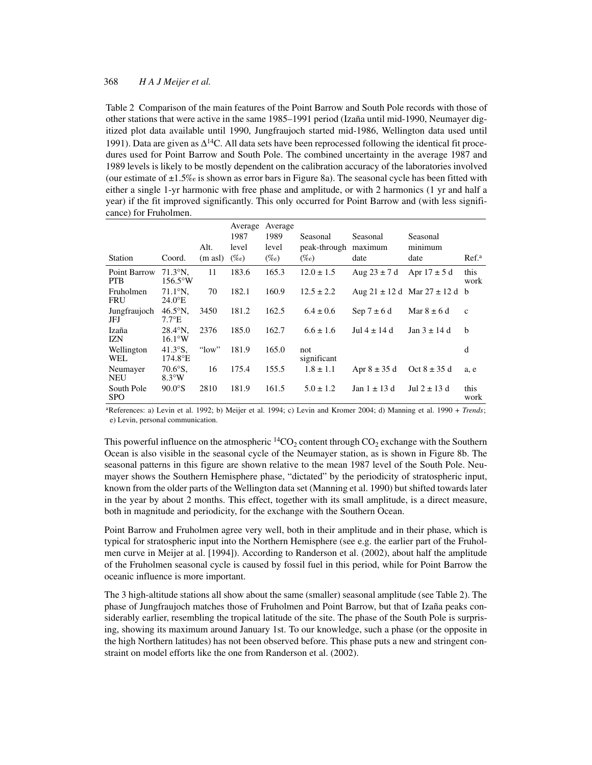Table 2 Comparison of the main features of the Point Barrow and South Pole records with those of other stations that were active in the same 1985–1991 period (Izaña until mid-1990, Neumayer digitized plot data available until 1990, Jungfraujoch started mid-1986, Wellington data used until 1991). Data are given as $\Delta^{14}C$. All data sets have been reprocessed following the identical fit procedures used for Point Barrow and South Pole. The combined uncertainty in the average 1987 and 1989 levels is likely to be mostly dependent on the calibration accuracy of the laboratories involved (our estimate of ±1.5‰ is shown as error bars in Figure 8a). The seasonal cycle has been fitted with either a single 1-yr harmonic with free phase and amplitude, or with 2 harmonics (1 yr and half a year) if the fit improved significantly. This only occurred for Point Barrow and (with less significance) for Fruholmen.

| Station | Coord. | Alt. (m asl) | Average 1987 level (‰) | Average 1989 level (‰) | Seasonal peak-through (‰) | Seasonal maximum date | Seasonal minimum date | Ref.[a] |
|---|---|---|---|---|---|---|---|---|
| Point Barrow PTB | 71.3°N, 156.5°W | 11 | 183.6 | 165.3 | 12.0 ± 1.5 | Aug 23 ± 7 d | Apr 17 ± 5 d | this work |
| Fruholmen FRU | 71.1°N, 24.0°E | 70 | 182.1 | 160.9 | 12.5 ± 2.2 | Aug 21 ± 12 d | Mar 27 ± 12 d | b |
| Jungfraujoch JFJ | 46.5°N, 7.7°E | 3450 | 181.2 | 162.5 | 6.4 ± 0.6 | Sep 7 ± 6 d | Mar 8 ± 6 d | c |
| Izaña IZN | 28.4°N, 16.1°W | 2376 | 185.0 | 162.7 | 6.6 ± 1.6 | Jul 4 ± 14 d | Jan 3 ± 14 d | b |
| Wellington WEL | 41.3°S, 174.8°E | "low" | 181.9 | 165.0 | not significant | | | d |
| Neumayer NEU | 70.6°S, 8.3°W | 16 | 175.4 | 155.5 | 1.8 ± 1.1 | Apr 8 ± 35 d | Oct 8 ± 35 d | a, e |
| South Pole SPO | 90.0°S | 2810 | 181.9 | 161.5 | 5.0 ± 1.2 | Jan 1 ± 13 d | Jul 2 ± 13 d | this work |

[a]References: a) Levin et al. 1992; b) Meijer et al. 1994; c) Levin and Kromer 2004; d) Manning et al. 1990 + *Trends*; e) Levin, personal communication.

This powerful influence on the atmospheric $^{14}CO_2$ content through $CO_2$ exchange with the Southern Ocean is also visible in the seasonal cycle of the Neumayer station, as is shown in Figure 8b. The seasonal patterns in this figure are shown relative to the mean 1987 level of the South Pole. Neumayer shows the Southern Hemisphere phase, "dictated" by the periodicity of stratospheric input, known from the older parts of the Wellington data set (Manning et al. 1990) but shifted towards later in the year by about 2 months. This effect, together with its small amplitude, is a direct measure, both in magnitude and periodicity, for the exchange with the Southern Ocean.

Point Barrow and Fruholmen agree very well, both in their amplitude and in their phase, which is typical for stratospheric input into the Northern Hemisphere (see e.g. the earlier part of the Fruholmen curve in Meijer at al. [1994]). According to Randerson et al. (2002), about half the amplitude of the Fruholmen seasonal cycle is caused by fossil fuel in this period, while for Point Barrow the oceanic influence is more important.

The 3 high-altitude stations all show about the same (smaller) seasonal amplitude (see Table 2). The phase of Jungfraujoch matches those of Fruholmen and Point Barrow, but that of Izaña peaks considerably earlier, resembling the tropical latitude of the site. The phase of the South Pole is surprising, showing its maximum around January 1st. To our knowledge, such a phase (or the opposite in the high Northern latitudes) has not been observed before. This phase puts a new and stringent constraint on model efforts like the one from Randerson et al. (2002).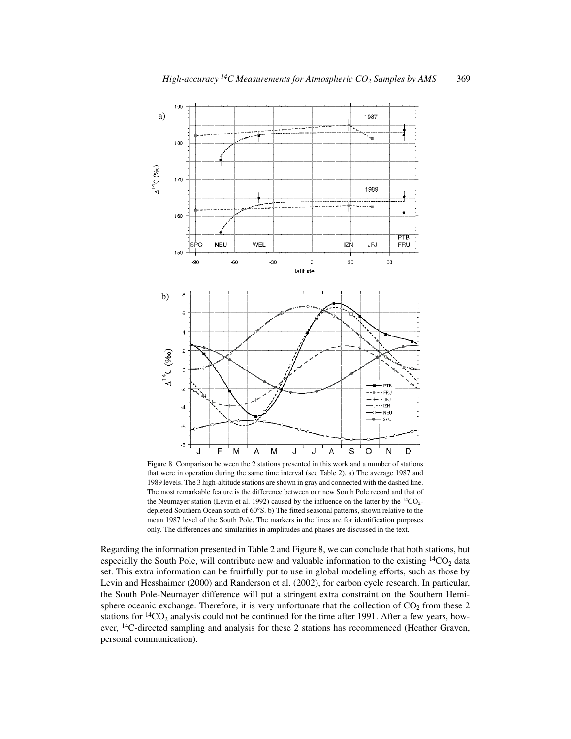Figure 8 Comparison between the 2 stations presented in this work and a number of stations that were in operation during the same time interval (see Table 2). a) The average 1987 and 1989 levels. The 3 high-altitude stations are shown in gray and connected with the dashed line. The most remarkable feature is the difference between our new South Pole record and that of the Neumayer station (Levin et al. 1992) caused by the influence on the latter by the $^{14}CO_2$-depleted Southern Ocean south of 60°S. b) The fitted seasonal patterns, shown relative to the mean 1987 level of the South Pole. The markers in the lines are for identification purposes only. The differences and similarities in amplitudes and phases are discussed in the text.

Regarding the information presented in Table 2 and Figure 8, we can conclude that both stations, but especially the South Pole, will contribute new and valuable information to the existing $^{14}CO_2$ data set. This extra information can be fruitfully put to use in global modeling efforts, such as those by Levin and Hesshaimer (2000) and Randerson et al. (2002), for carbon cycle research. In particular, the South Pole-Neumayer difference will put a stringent extra constraint on the Southern Hemisphere oceanic exchange. Therefore, it is very unfortunate that the collection of $CO_2$ from these 2 stations for $^{14}CO_2$ analysis could not be continued for the time after 1991. After a few years, however, $^{14}C$-directed sampling and analysis for these 2 stations has recommenced (Heather Graven, personal communication).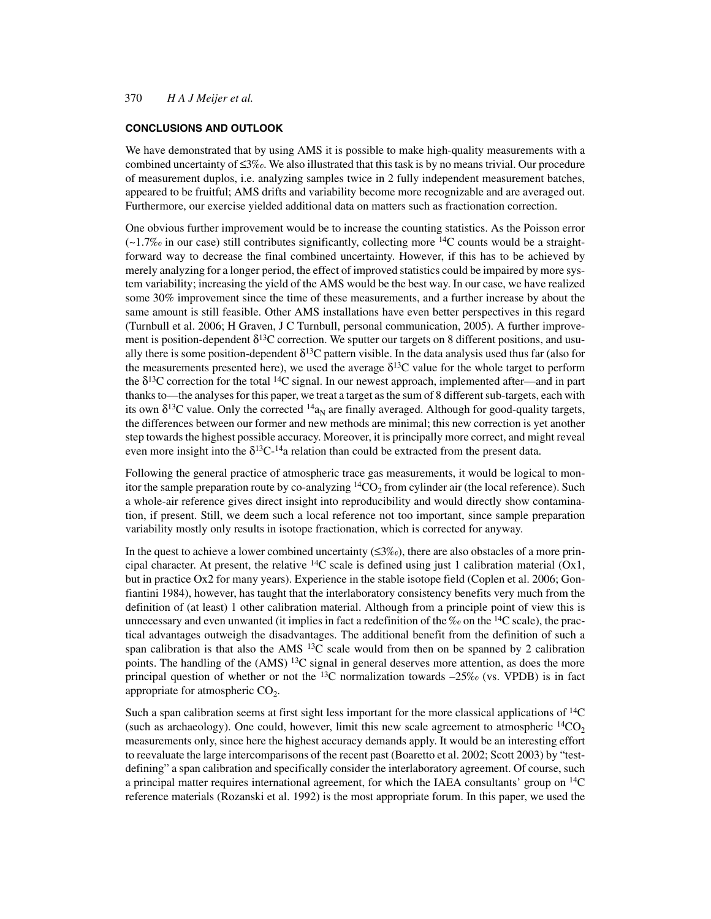## CONCLUSIONS AND OUTLOOK

We have demonstrated that by using AMS it is possible to make high-quality measurements with a combined uncertainty of ≤3‰. We also illustrated that this task is by no means trivial. Our procedure of measurement duplos, i.e. analyzing samples twice in 2 fully independent measurement batches, appeared to be fruitful; AMS drifts and variability become more recognizable and are averaged out. Furthermore, our exercise yielded additional data on matters such as fractionation correction.

One obvious further improvement would be to increase the counting statistics. As the Poisson error (~1.7‰ in our case) still contributes significantly, collecting more $^{14}$C counts would be a straightforward way to decrease the final combined uncertainty. However, if this has to be achieved by merely analyzing for a longer period, the effect of improved statistics could be impaired by more system variability; increasing the yield of the AMS would be the best way. In our case, we have realized some 30% improvement since the time of these measurements, and a further increase by about the same amount is still feasible. Other AMS installations have even better perspectives in this regard (Turnbull et al. 2006; H Graven, J C Turnbull, personal communication, 2005). A further improvement is position-dependent $\delta^{13}$C correction. We sputter our targets on 8 different positions, and usually there is some position-dependent $\delta^{13}$C pattern visible. In the data analysis used thus far (also for the measurements presented here), we used the average $\delta^{13}$C value for the whole target to perform the $\delta^{13}$C correction for the total $^{14}$C signal. In our newest approach, implemented after—and in part thanks to—the analyses for this paper, we treat a target as the sum of 8 different sub-targets, each with its own $\delta^{13}$C value. Only the corrected $^{14}a_N$ are finally averaged. Although for good-quality targets, the differences between our former and new methods are minimal; this new correction is yet another step towards the highest possible accuracy. Moreover, it is principally more correct, and might reveal even more insight into the $\delta^{13}$C-$^{14}$a relation than could be extracted from the present data.

Following the general practice of atmospheric trace gas measurements, it would be logical to monitor the sample preparation route by co-analyzing $^{14}CO_2$ from cylinder air (the local reference). Such a whole-air reference gives direct insight into reproducibility and would directly show contamination, if present. Still, we deem such a local reference not too important, since sample preparation variability mostly only results in isotope fractionation, which is corrected for anyway.

In the quest to achieve a lower combined uncertainty (≤3‰), there are also obstacles of a more principal character. At present, the relative $^{14}$C scale is defined using just 1 calibration material (Ox1, but in practice Ox2 for many years). Experience in the stable isotope field (Coplen et al. 2006; Gonfiantini 1984), however, has taught that the interlaboratory consistency benefits very much from the definition of (at least) 1 other calibration material. Although from a principle point of view this is unnecessary and even unwanted (it implies in fact a redefinition of the ‰ on the $^{14}$C scale), the practical advantages outweigh the disadvantages. The additional benefit from the definition of such a span calibration is that also the AMS $^{13}$C scale would from then on be spanned by 2 calibration points. The handling of the (AMS) $^{13}$C signal in general deserves more attention, as does the more principal question of whether or not the $^{13}$C normalization towards –25‰ (vs. VPDB) is in fact appropriate for atmospheric $CO_2$.

Such a span calibration seems at first sight less important for the more classical applications of $^{14}$C (such as archaeology). One could, however, limit this new scale agreement to atmospheric $^{14}CO_2$ measurements only, since here the highest accuracy demands apply. It would be an interesting effort to reevaluate the large intercomparisons of the recent past (Boaretto et al. 2002; Scott 2003) by "test-defining" a span calibration and specifically consider the interlaboratory agreement. Of course, such a principal matter requires international agreement, for which the IAEA consultants' group on $^{14}$C reference materials (Rozanski et al. 1992) is the most appropriate forum. In this paper, we used the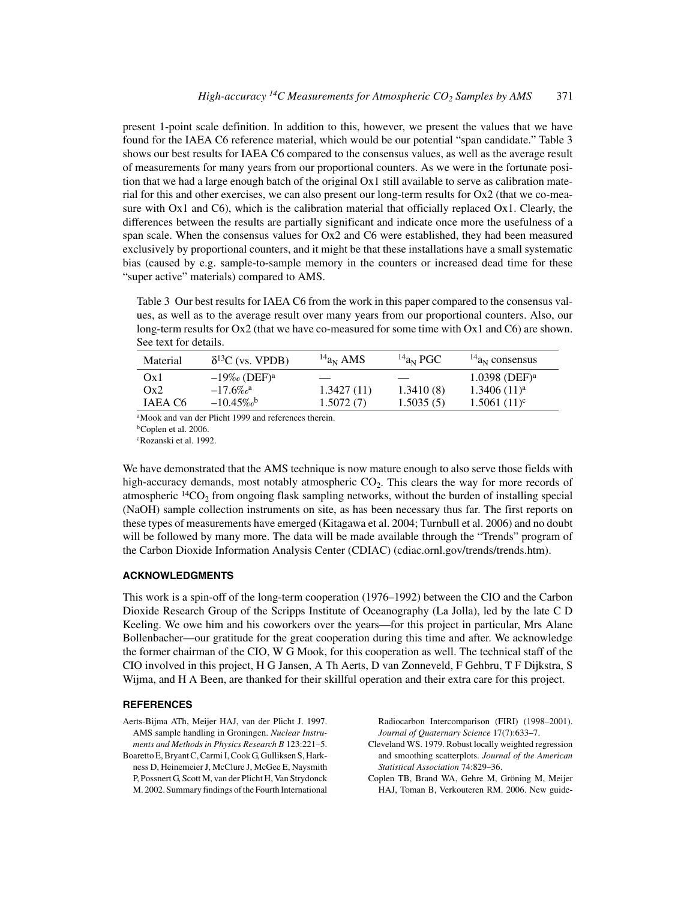present 1-point scale definition. In addition to this, however, we present the values that we have found for the IAEA C6 reference material, which would be our potential "span candidate." Table 3 shows our best results for IAEA C6 compared to the consensus values, as well as the average result of measurements for many years from our proportional counters. As we were in the fortunate position that we had a large enough batch of the original Ox1 still available to serve as calibration material for this and other exercises, we can also present our long-term results for Ox2 (that we co-measure with Ox1 and C6), which is the calibration material that officially replaced Ox1. Clearly, the differences between the results are partially significant and indicate once more the usefulness of a span scale. When the consensus values for Ox2 and C6 were established, they had been measured exclusively by proportional counters, and it might be that these installations have a small systematic bias (caused by e.g. sample-to-sample memory in the counters or increased dead time for these "super active" materials) compared to AMS.

Table 3 Our best results for IAEA C6 from the work in this paper compared to the consensus values, as well as to the average result over many years from our proportional counters. Also, our long-term results for Ox2 (that we have co-measured for some time with Ox1 and C6) are shown. See text for details.

| Material | $\delta^{13}$C (vs. VPDB) | $^{14}a_N$ AMS | $^{14}a_N$ PGC | $^{14}a_N$ consensus |
|---|---|---|---|---|
| Ox1 | −19‰ (DEF)[a] | — | — | 1.0398 (DEF)[a] |
| Ox2 | −17.6‰[a] | 1.3427 (11) | 1.3410 (8) | 1.3406 (11)[a] |
| IAEA C6 | −10.45‰[b] | 1.5072 (7) | 1.5035 (5) | 1.5061 (11)[c] |

[a]Mook and van der Plicht 1999 and references therein.
[b]Coplen et al. 2006.
[c]Rozanski et al. 1992.

We have demonstrated that the AMS technique is now mature enough to also serve those fields with high-accuracy demands, most notably atmospheric $CO_2$. This clears the way for more records of atmospheric $^{14}CO_2$ from ongoing flask sampling networks, without the burden of installing special (NaOH) sample collection instruments on site, as has been necessary thus far. The first reports on these types of measurements have emerged (Kitagawa et al. 2004; Turnbull et al. 2006) and no doubt will be followed by many more. The data will be made available through the "Trends" program of the Carbon Dioxide Information Analysis Center (CDIAC) (cdiac.ornl.gov/trends/trends.htm).

## ACKNOWLEDGMENTS

This work is a spin-off of the long-term cooperation (1976–1992) between the CIO and the Carbon Dioxide Research Group of the Scripps Institute of Oceanography (La Jolla), led by the late C D Keeling. We owe him and his coworkers over the years—for this project in particular, Mrs Alane Bollenbacher—our gratitude for the great cooperation during this time and after. We acknowledge the former chairman of the CIO, W G Mook, for this cooperation as well. The technical staff of the CIO involved in this project, H G Jansen, A Th Aerts, D van Zonneveld, F Gehbru, T F Dijkstra, S Wijma, and H A Been, are thanked for their skillful operation and their extra care for this project.

## REFERENCES

Aerts-Bijma ATh, Meijer HAJ, van der Plicht J. 1997. AMS sample handling in Groningen. *Nuclear Instruments and Methods in Physics Research B* 123:221–5.

Boaretto E, Bryant C, Carmi I, Cook G, Gulliksen S, Harkness D, Heinemeier J, McClure J, McGee E, Naysmith P, Possnert G, Scott M, van der Plicht H, Van Strydonck M. 2002. Summary findings of the Fourth International Radiocarbon Intercomparison (FIRI) (1998–2001). *Journal of Quaternary Science* 17(7):633–7.

Cleveland WS. 1979. Robust locally weighted regression and smoothing scatterplots. *Journal of the American Statistical Association* 74:829–36.

Coplen TB, Brand WA, Gehre M, Gröning M, Meijer HAJ, Toman B, Verkouteren RM. 2006. New guide-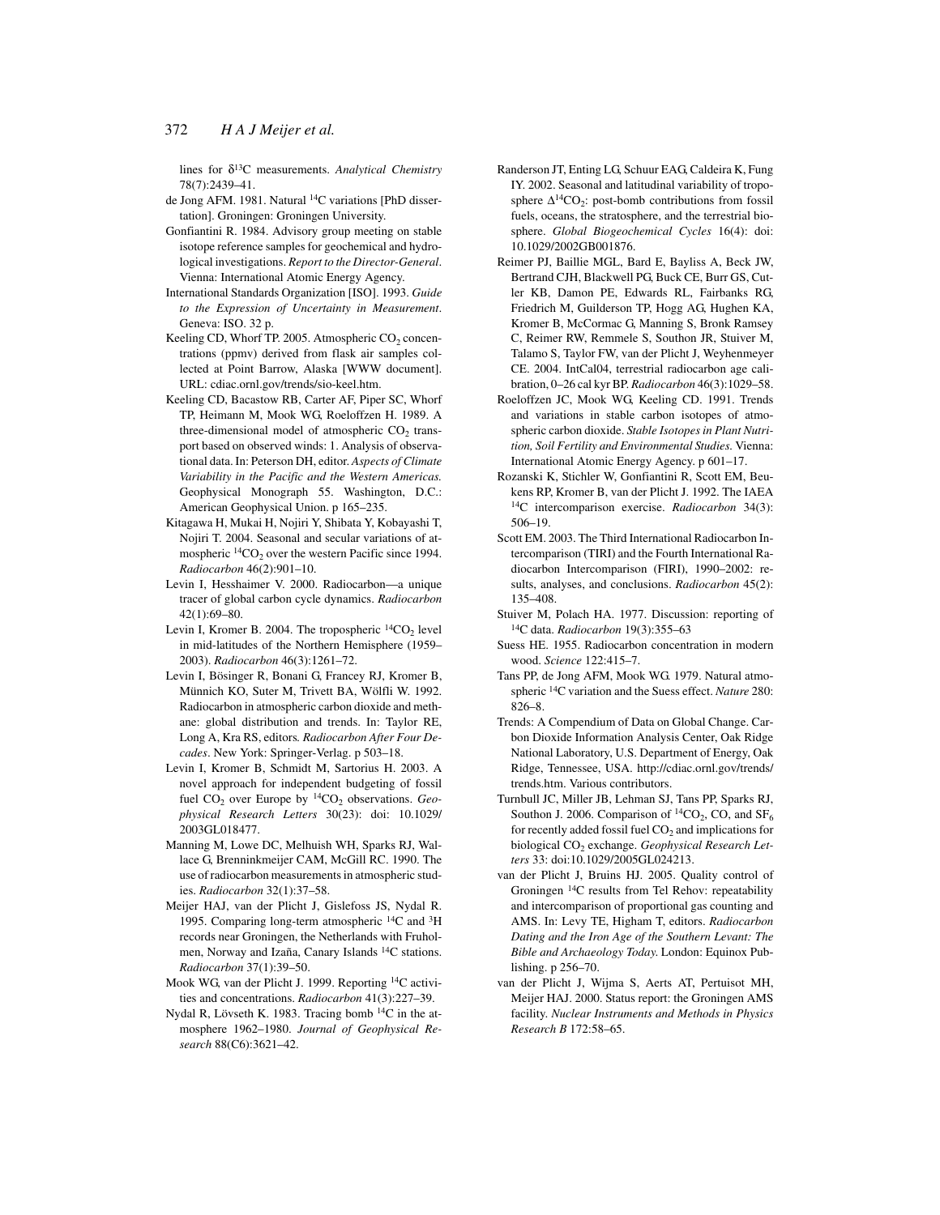lines for $\delta^{13}C$ measurements. *Analytical Chemistry* 78(7):2439–41.

de Jong AFM. 1981. Natural $^{14}C$ variations [PhD dissertation]. Groningen: Groningen University.

Gonfiantini R. 1984. Advisory group meeting on stable isotope reference samples for geochemical and hydrological investigations. *Report to the Director-General*. Vienna: International Atomic Energy Agency.

International Standards Organization [ISO]. 1993. *Guide to the Expression of Uncertainty in Measurement*. Geneva: ISO. 32 p.

Keeling CD, Whorf TP. 2005. Atmospheric $CO_2$ concentrations (ppmv) derived from flask air samples collected at Point Barrow, Alaska [WWW document]. URL: cdiac.ornl.gov/trends/sio-keel.htm.

Keeling CD, Bacastow RB, Carter AF, Piper SC, Whorf TP, Heimann M, Mook WG, Roeloffzen H. 1989. A three-dimensional model of atmospheric $CO_2$ transport based on observed winds: 1. Analysis of observational data. In: Peterson DH, editor. *Aspects of Climate Variability in the Pacific and the Western Americas.* Geophysical Monograph 55. Washington, D.C.: American Geophysical Union. p 165–235.

Kitagawa H, Mukai H, Nojiri Y, Shibata Y, Kobayashi T, Nojiri T. 2004. Seasonal and secular variations of atmospheric $^{14}CO_2$ over the western Pacific since 1994. *Radiocarbon* 46(2):901–10.

Levin I, Hesshaimer V. 2000. Radiocarbon—a unique tracer of global carbon cycle dynamics. *Radiocarbon* 42(1):69–80.

Levin I, Kromer B. 2004. The tropospheric $^{14}CO_2$ level in mid-latitudes of the Northern Hemisphere (1959–2003). *Radiocarbon* 46(3):1261–72.

Levin I, Bösinger R, Bonani G, Francey RJ, Kromer B, Münnich KO, Suter M, Trivett BA, Wölfli W. 1992. Radiocarbon in atmospheric carbon dioxide and methane: global distribution and trends. In: Taylor RE, Long A, Kra RS, editors. *Radiocarbon After Four Decades*. New York: Springer-Verlag. p 503–18.

Levin I, Kromer B, Schmidt M, Sartorius H. 2003. A novel approach for independent budgeting of fossil fuel $CO_2$ over Europe by $^{14}CO_2$ observations. *Geophysical Research Letters* 30(23): doi: 10.1029/2003GL018477.

Manning M, Lowe DC, Melhuish WH, Sparks RJ, Wallace G, Brenninkmeijer CAM, McGill RC. 1990. The use of radiocarbon measurements in atmospheric studies. *Radiocarbon* 32(1):37–58.

Meijer HAJ, van der Plicht J, Gislefoss JS, Nydal R. 1995. Comparing long-term atmospheric $^{14}C$ and $^{3}H$ records near Groningen, the Netherlands with Fruholmen, Norway and Izaña, Canary Islands $^{14}C$ stations. *Radiocarbon* 37(1):39–50.

Mook WG, van der Plicht J. 1999. Reporting $^{14}C$ activities and concentrations. *Radiocarbon* 41(3):227–39.

Nydal R, Lövseth K. 1983. Tracing bomb $^{14}C$ in the atmosphere 1962–1980. *Journal of Geophysical Research* 88(C6):3621–42.

Randerson JT, Enting LG, Schuur EAG, Caldeira K, Fung IY. 2002. Seasonal and latitudinal variability of troposphere $\Delta^{14}CO_2$: post-bomb contributions from fossil fuels, oceans, the stratosphere, and the terrestrial biosphere. *Global Biogeochemical Cycles* 16(4): doi: 10.1029/2002GB001876.

Reimer PJ, Baillie MGL, Bard E, Bayliss A, Beck JW, Bertrand CJH, Blackwell PG, Buck CE, Burr GS, Cutler KB, Damon PE, Edwards RL, Fairbanks RG, Friedrich M, Guilderson TP, Hogg AG, Hughen KA, Kromer B, McCormac G, Manning S, Bronk Ramsey C, Reimer RW, Remmele S, Southon JR, Stuiver M, Talamo S, Taylor FW, van der Plicht J, Weyhenmeyer CE. 2004. IntCal04, terrestrial radiocarbon age calibration, 0–26 cal kyr BP. *Radiocarbon* 46(3):1029–58.

Roeloffzen JC, Mook WG, Keeling CD. 1991. Trends and variations in stable carbon isotopes of atmospheric carbon dioxide. *Stable Isotopes in Plant Nutrition, Soil Fertility and Environmental Studies.* Vienna: International Atomic Energy Agency. p 601–17.

Rozanski K, Stichler W, Gonfiantini R, Scott EM, Beukens RP, Kromer B, van der Plicht J. 1992. The IAEA $^{14}C$ intercomparison exercise. *Radiocarbon* 34(3): 506–19.

Scott EM. 2003. The Third International Radiocarbon Intercomparison (TIRI) and the Fourth International Radiocarbon Intercomparison (FIRI), 1990–2002: results, analyses, and conclusions. *Radiocarbon* 45(2): 135–408.

Stuiver M, Polach HA. 1977. Discussion: reporting of $^{14}C$ data. *Radiocarbon* 19(3):355–63

Suess HE. 1955. Radiocarbon concentration in modern wood. *Science* 122:415–7.

Tans PP, de Jong AFM, Mook WG. 1979. Natural atmospheric $^{14}C$ variation and the Suess effect. *Nature* 280: 826–8.

Trends: A Compendium of Data on Global Change. Carbon Dioxide Information Analysis Center, Oak Ridge National Laboratory, U.S. Department of Energy, Oak Ridge, Tennessee, USA. http://cdiac.ornl.gov/trends/trends.htm. Various contributors.

Turnbull JC, Miller JB, Lehman SJ, Tans PP, Sparks RJ, Southon J. 2006. Comparison of $^{14}CO_2$, CO, and $SF_6$ for recently added fossil fuel $CO_2$ and implications for biological $CO_2$ exchange. *Geophysical Research Letters* 33: doi:10.1029/2005GL024213.

van der Plicht J, Bruins HJ. 2005. Quality control of Groningen $^{14}C$ results from Tel Rehov: repeatability and intercomparison of proportional gas counting and AMS. In: Levy TE, Higham T, editors. *Radiocarbon Dating and the Iron Age of the Southern Levant: The Bible and Archaeology Today.* London: Equinox Publishing. p 256–70.

van der Plicht J, Wijma S, Aerts AT, Pertuisot MH, Meijer HAJ. 2000. Status report: the Groningen AMS facility. *Nuclear Instruments and Methods in Physics Research B* 172:58–65.